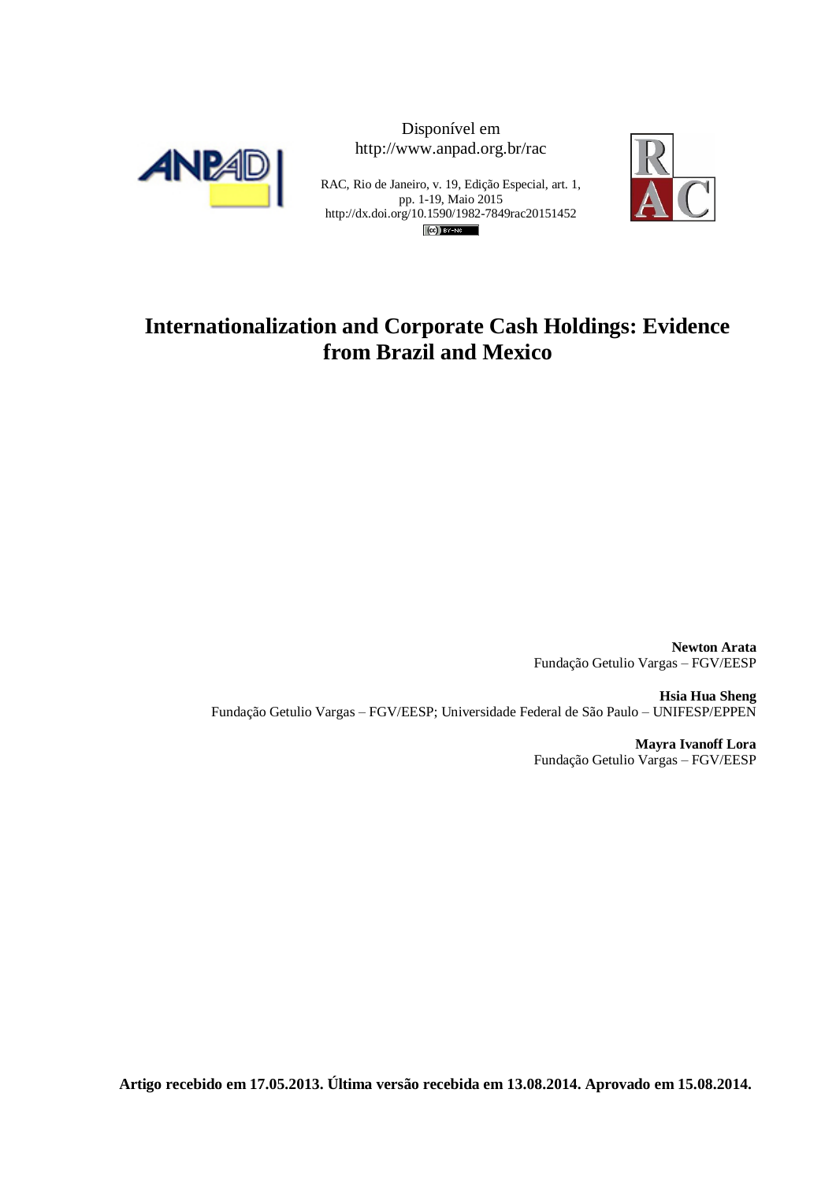Disponível em
http://www.anpad.org.br/rac

RAC, Rio de Janeiro, v. 19, Edição Especial, art. 1, pp. 1-19, Maio 2015
http://dx.doi.org/10.1590/1982-7849rac20151452

# Internationalization and Corporate Cash Holdings: Evidence from Brazil and Mexico

**Newton Arata**
Fundação Getulio Vargas – FGV/EESP

**Hsia Hua Sheng**
Fundação Getulio Vargas – FGV/EESP; Universidade Federal de São Paulo – UNIFESP/EPPEN

**Mayra Ivanoff Lora**
Fundação Getulio Vargas – FGV/EESP

**Artigo recebido em 17.05.2013. Última versão recebida em 13.08.2014. Aprovado em 15.08.2014.**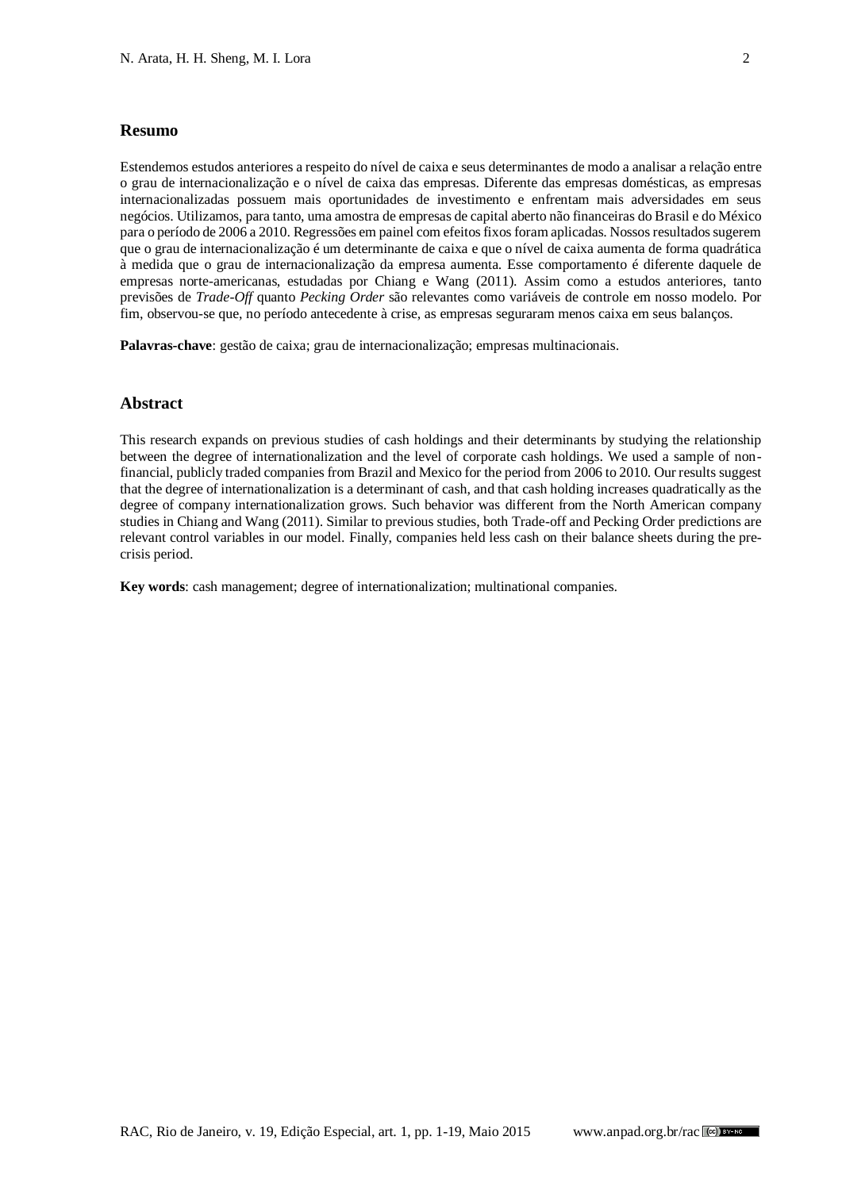## Resumo

Estendemos estudos anteriores a respeito do nível de caixa e seus determinantes de modo a analisar a relação entre o grau de internacionalização e o nível de caixa das empresas. Diferente das empresas domésticas, as empresas internacionalizadas possuem mais oportunidades de investimento e enfrentam mais adversidades em seus negócios. Utilizamos, para tanto, uma amostra de empresas de capital aberto não financeiras do Brasil e do México para o período de 2006 a 2010. Regressões em painel com efeitos fixos foram aplicadas. Nossos resultados sugerem que o grau de internacionalização é um determinante de caixa e que o nível de caixa aumenta de forma quadrática à medida que o grau de internacionalização da empresa aumenta. Esse comportamento é diferente daquele de empresas norte-americanas, estudadas por Chiang e Wang (2011). Assim como a estudos anteriores, tanto previsões de *Trade-Off* quanto *Pecking Order* são relevantes como variáveis de controle em nosso modelo. Por fim, observou-se que, no período antecedente à crise, as empresas seguraram menos caixa em seus balanços.

**Palavras-chave**: gestão de caixa; grau de internacionalização; empresas multinacionais.

## Abstract

This research expands on previous studies of cash holdings and their determinants by studying the relationship between the degree of internationalization and the level of corporate cash holdings. We used a sample of non-financial, publicly traded companies from Brazil and Mexico for the period from 2006 to 2010. Our results suggest that the degree of internationalization is a determinant of cash, and that cash holding increases quadratically as the degree of company internationalization grows. Such behavior was different from the North American company studies in Chiang and Wang (2011). Similar to previous studies, both Trade-off and Pecking Order predictions are relevant control variables in our model. Finally, companies held less cash on their balance sheets during the pre-crisis period.

**Key words**: cash management; degree of internationalization; multinational companies.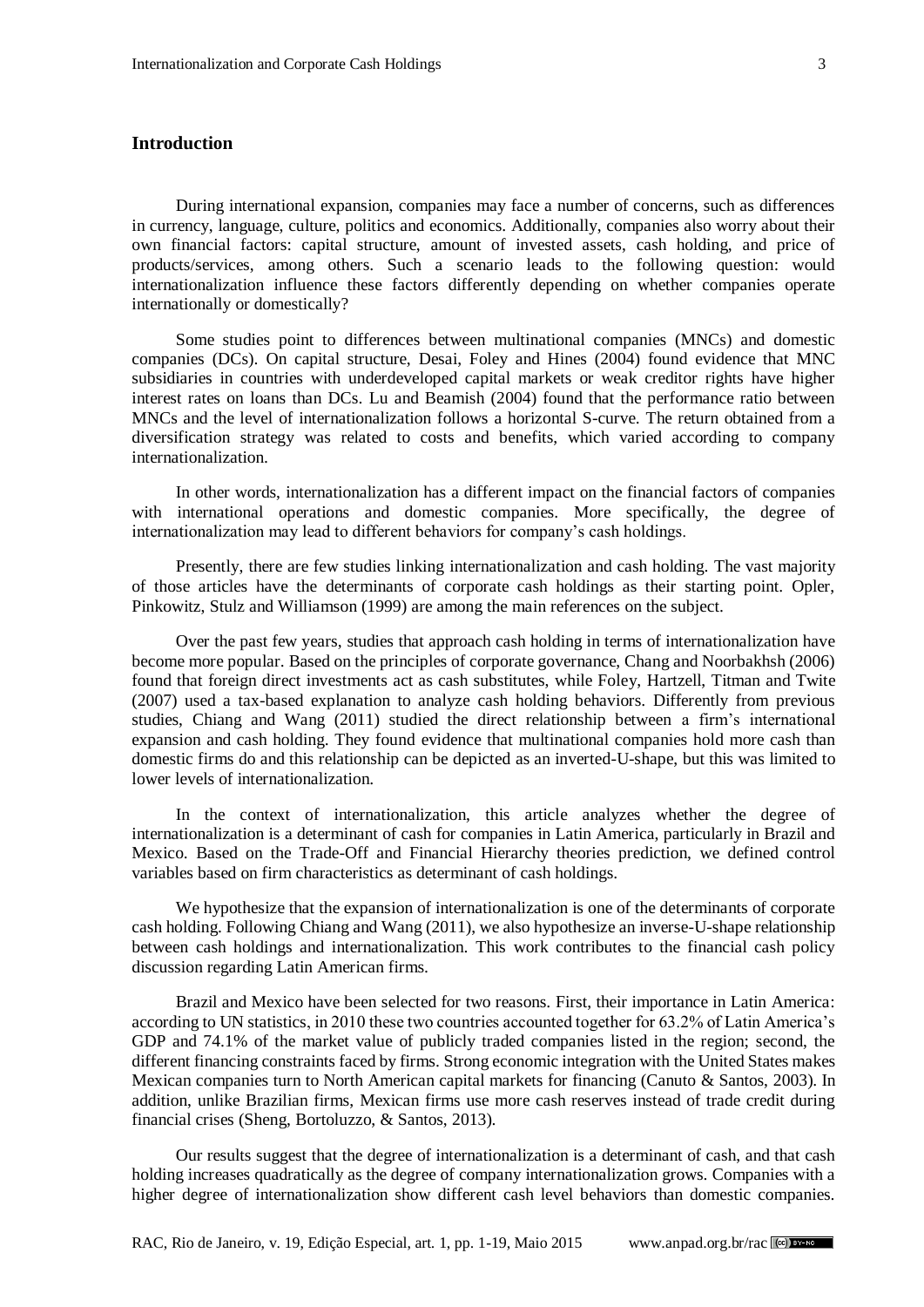## Introduction

During international expansion, companies may face a number of concerns, such as differences in currency, language, culture, politics and economics. Additionally, companies also worry about their own financial factors: capital structure, amount of invested assets, cash holding, and price of products/services, among others. Such a scenario leads to the following question: would internationalization influence these factors differently depending on whether companies operate internationally or domestically?

Some studies point to differences between multinational companies (MNCs) and domestic companies (DCs). On capital structure, Desai, Foley and Hines (2004) found evidence that MNC subsidiaries in countries with underdeveloped capital markets or weak creditor rights have higher interest rates on loans than DCs. Lu and Beamish (2004) found that the performance ratio between MNCs and the level of internationalization follows a horizontal S-curve. The return obtained from a diversification strategy was related to costs and benefits, which varied according to company internationalization.

In other words, internationalization has a different impact on the financial factors of companies with international operations and domestic companies. More specifically, the degree of internationalization may lead to different behaviors for company's cash holdings.

Presently, there are few studies linking internationalization and cash holding. The vast majority of those articles have the determinants of corporate cash holdings as their starting point. Opler, Pinkowitz, Stulz and Williamson (1999) are among the main references on the subject.

Over the past few years, studies that approach cash holding in terms of internationalization have become more popular. Based on the principles of corporate governance, Chang and Noorbakhsh (2006) found that foreign direct investments act as cash substitutes, while Foley, Hartzell, Titman and Twite (2007) used a tax-based explanation to analyze cash holding behaviors. Differently from previous studies, Chiang and Wang (2011) studied the direct relationship between a firm's international expansion and cash holding. They found evidence that multinational companies hold more cash than domestic firms do and this relationship can be depicted as an inverted-U-shape, but this was limited to lower levels of internationalization.

In the context of internationalization, this article analyzes whether the degree of internationalization is a determinant of cash for companies in Latin America, particularly in Brazil and Mexico. Based on the Trade-Off and Financial Hierarchy theories prediction, we defined control variables based on firm characteristics as determinant of cash holdings.

We hypothesize that the expansion of internationalization is one of the determinants of corporate cash holding. Following Chiang and Wang (2011), we also hypothesize an inverse-U-shape relationship between cash holdings and internationalization. This work contributes to the financial cash policy discussion regarding Latin American firms.

Brazil and Mexico have been selected for two reasons. First, their importance in Latin America: according to UN statistics, in 2010 these two countries accounted together for 63.2% of Latin America's GDP and 74.1% of the market value of publicly traded companies listed in the region; second, the different financing constraints faced by firms. Strong economic integration with the United States makes Mexican companies turn to North American capital markets for financing (Canuto & Santos, 2003). In addition, unlike Brazilian firms, Mexican firms use more cash reserves instead of trade credit during financial crises (Sheng, Bortoluzzo, & Santos, 2013).

Our results suggest that the degree of internationalization is a determinant of cash, and that cash holding increases quadratically as the degree of company internationalization grows. Companies with a higher degree of internationalization show different cash level behaviors than domestic companies.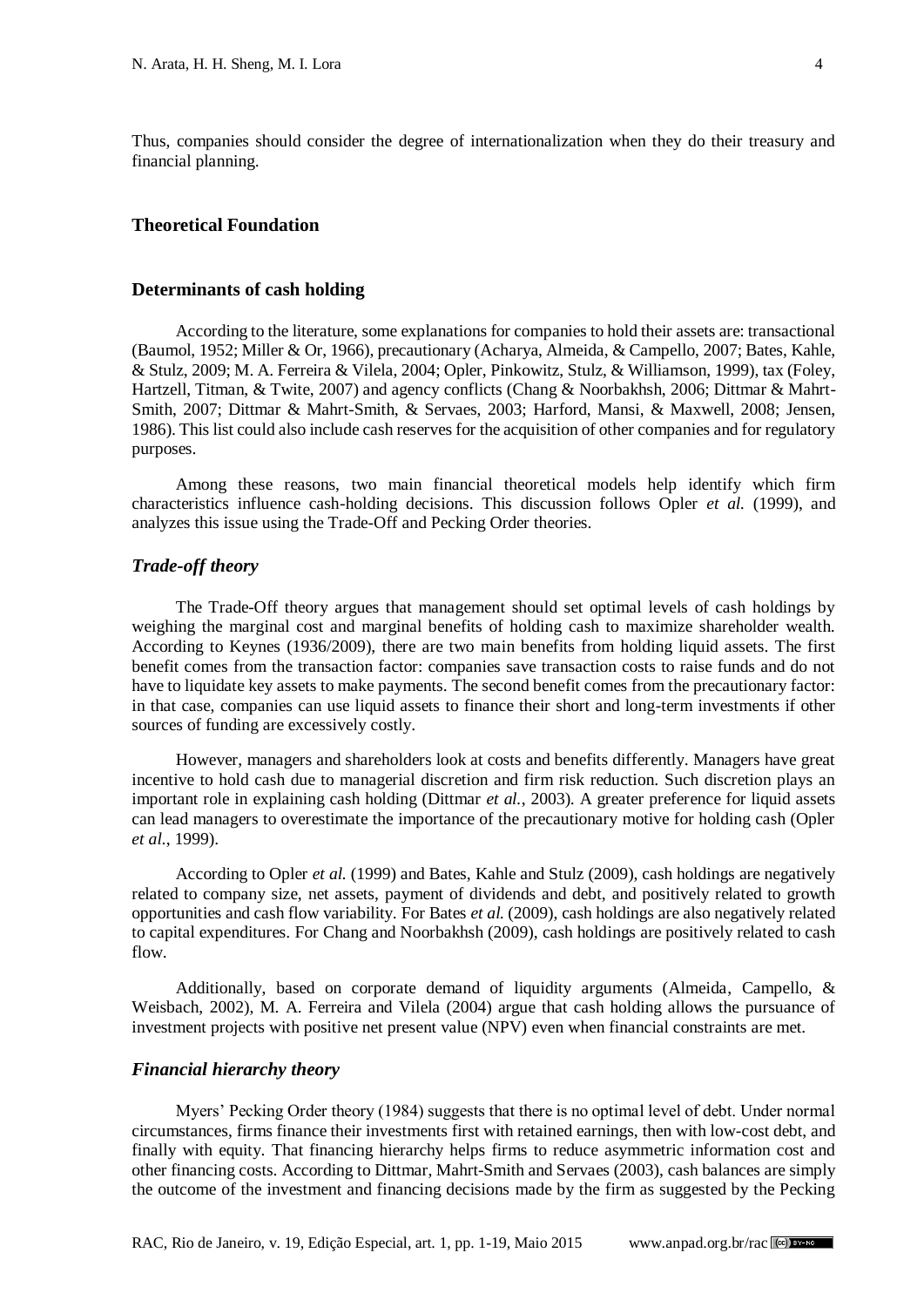Thus, companies should consider the degree of internationalization when they do their treasury and financial planning.

## Theoretical Foundation

### Determinants of cash holding

According to the literature, some explanations for companies to hold their assets are: transactional (Baumol, 1952; Miller & Or, 1966), precautionary (Acharya, Almeida, & Campello, 2007; Bates, Kahle, & Stulz, 2009; M. A. Ferreira & Vilela, 2004; Opler, Pinkowitz, Stulz, & Williamson, 1999), tax (Foley, Hartzell, Titman, & Twite, 2007) and agency conflicts (Chang & Noorbakhsh, 2006; Dittmar & Mahrt-Smith, 2007; Dittmar & Mahrt-Smith, & Servaes, 2003; Harford, Mansi, & Maxwell, 2008; Jensen, 1986). This list could also include cash reserves for the acquisition of other companies and for regulatory purposes.

Among these reasons, two main financial theoretical models help identify which firm characteristics influence cash-holding decisions. This discussion follows Opler *et al.* (1999), and analyzes this issue using the Trade-Off and Pecking Order theories.

### *Trade-off theory*

The Trade-Off theory argues that management should set optimal levels of cash holdings by weighing the marginal cost and marginal benefits of holding cash to maximize shareholder wealth. According to Keynes (1936/2009), there are two main benefits from holding liquid assets. The first benefit comes from the transaction factor: companies save transaction costs to raise funds and do not have to liquidate key assets to make payments. The second benefit comes from the precautionary factor: in that case, companies can use liquid assets to finance their short and long-term investments if other sources of funding are excessively costly.

However, managers and shareholders look at costs and benefits differently. Managers have great incentive to hold cash due to managerial discretion and firm risk reduction. Such discretion plays an important role in explaining cash holding (Dittmar *et al.*, 2003). A greater preference for liquid assets can lead managers to overestimate the importance of the precautionary motive for holding cash (Opler *et al.*, 1999).

According to Opler *et al.* (1999) and Bates, Kahle and Stulz (2009), cash holdings are negatively related to company size, net assets, payment of dividends and debt, and positively related to growth opportunities and cash flow variability. For Bates *et al.* (2009), cash holdings are also negatively related to capital expenditures. For Chang and Noorbakhsh (2009), cash holdings are positively related to cash flow.

Additionally, based on corporate demand of liquidity arguments (Almeida, Campello, & Weisbach, 2002), M. A. Ferreira and Vilela (2004) argue that cash holding allows the pursuance of investment projects with positive net present value (NPV) even when financial constraints are met.

### *Financial hierarchy theory*

Myers' Pecking Order theory (1984) suggests that there is no optimal level of debt. Under normal circumstances, firms finance their investments first with retained earnings, then with low-cost debt, and finally with equity. That financing hierarchy helps firms to reduce asymmetric information cost and other financing costs. According to Dittmar, Mahrt-Smith and Servaes (2003), cash balances are simply the outcome of the investment and financing decisions made by the firm as suggested by the Pecking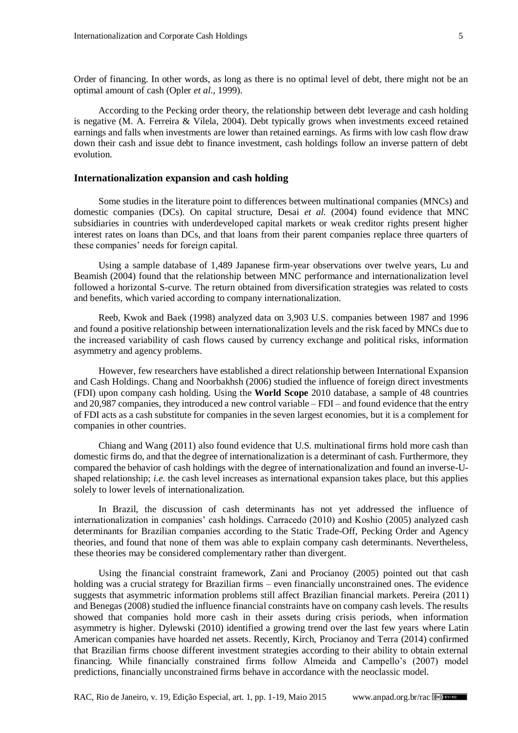Order of financing. In other words, as long as there is no optimal level of debt, there might not be an optimal amount of cash (Opler *et al.*, 1999).

According to the Pecking order theory, the relationship between debt leverage and cash holding is negative (M. A. Ferreira & Vilela, 2004). Debt typically grows when investments exceed retained earnings and falls when investments are lower than retained earnings. As firms with low cash flow draw down their cash and issue debt to finance investment, cash holdings follow an inverse pattern of debt evolution.

## Internationalization expansion and cash holding

Some studies in the literature point to differences between multinational companies (MNCs) and domestic companies (DCs). On capital structure, Desai *et al.* (2004) found evidence that MNC subsidiaries in countries with underdeveloped capital markets or weak creditor rights present higher interest rates on loans than DCs, and that loans from their parent companies replace three quarters of these companies' needs for foreign capital.

Using a sample database of 1,489 Japanese firm-year observations over twelve years, Lu and Beamish (2004) found that the relationship between MNC performance and internationalization level followed a horizontal S-curve. The return obtained from diversification strategies was related to costs and benefits, which varied according to company internationalization.

Reeb, Kwok and Baek (1998) analyzed data on 3,903 U.S. companies between 1987 and 1996 and found a positive relationship between internationalization levels and the risk faced by MNCs due to the increased variability of cash flows caused by currency exchange and political risks, information asymmetry and agency problems.

However, few researchers have established a direct relationship between International Expansion and Cash Holdings. Chang and Noorbakhsh (2006) studied the influence of foreign direct investments (FDI) upon company cash holding. Using the **World Scope** 2010 database, a sample of 48 countries and 20,987 companies, they introduced a new control variable – FDI – and found evidence that the entry of FDI acts as a cash substitute for companies in the seven largest economies, but it is a complement for companies in other countries.

Chiang and Wang (2011) also found evidence that U.S. multinational firms hold more cash than domestic firms do, and that the degree of internationalization is a determinant of cash. Furthermore, they compared the behavior of cash holdings with the degree of internationalization and found an inverse-U-shaped relationship; *i.e.* the cash level increases as international expansion takes place, but this applies solely to lower levels of internationalization.

In Brazil, the discussion of cash determinants has not yet addressed the influence of internationalization in companies' cash holdings. Carracedo (2010) and Koshio (2005) analyzed cash determinants for Brazilian companies according to the Static Trade-Off, Pecking Order and Agency theories, and found that none of them was able to explain company cash determinants. Nevertheless, these theories may be considered complementary rather than divergent.

Using the financial constraint framework, Zani and Procianoy (2005) pointed out that cash holding was a crucial strategy for Brazilian firms – even financially unconstrained ones. The evidence suggests that asymmetric information problems still affect Brazilian financial markets. Pereira (2011) and Benegas (2008) studied the influence financial constraints have on company cash levels. The results showed that companies hold more cash in their assets during crisis periods, when information asymmetry is higher. Dylewski (2010) identified a growing trend over the last few years where Latin American companies have hoarded net assets. Recently, Kirch, Procianoy and Terra (2014) confirmed that Brazilian firms choose different investment strategies according to their ability to obtain external financing. While financially constrained firms follow Almeida and Campello's (2007) model predictions, financially unconstrained firms behave in accordance with the neoclassic model.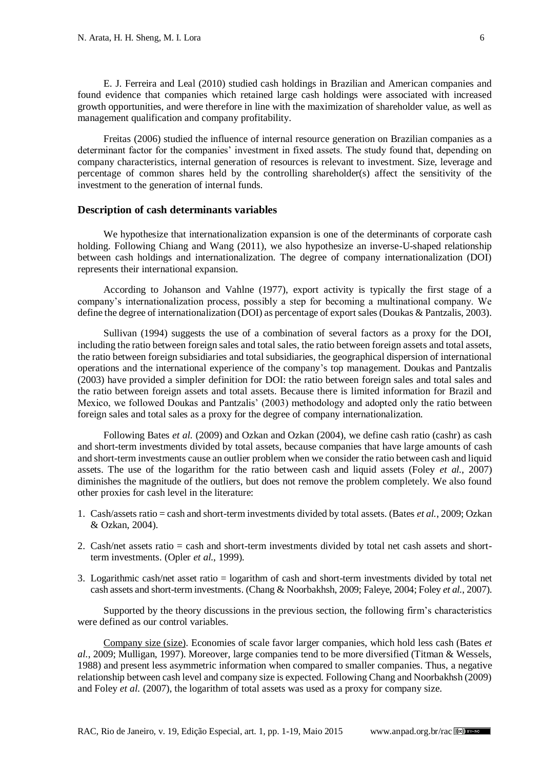E. J. Ferreira and Leal (2010) studied cash holdings in Brazilian and American companies and found evidence that companies which retained large cash holdings were associated with increased growth opportunities, and were therefore in line with the maximization of shareholder value, as well as management qualification and company profitability.

Freitas (2006) studied the influence of internal resource generation on Brazilian companies as a determinant factor for the companies' investment in fixed assets. The study found that, depending on company characteristics, internal generation of resources is relevant to investment. Size, leverage and percentage of common shares held by the controlling shareholder(s) affect the sensitivity of the investment to the generation of internal funds.

### Description of cash determinants variables

We hypothesize that internationalization expansion is one of the determinants of corporate cash holding. Following Chiang and Wang (2011), we also hypothesize an inverse-U-shaped relationship between cash holdings and internationalization. The degree of company internationalization (DOI) represents their international expansion.

According to Johanson and Vahlne (1977), export activity is typically the first stage of a company's internationalization process, possibly a step for becoming a multinational company. We define the degree of internationalization (DOI) as percentage of export sales (Doukas & Pantzalis, 2003).

Sullivan (1994) suggests the use of a combination of several factors as a proxy for the DOI, including the ratio between foreign sales and total sales, the ratio between foreign assets and total assets, the ratio between foreign subsidiaries and total subsidiaries, the geographical dispersion of international operations and the international experience of the company's top management. Doukas and Pantzalis (2003) have provided a simpler definition for DOI: the ratio between foreign sales and total sales and the ratio between foreign assets and total assets. Because there is limited information for Brazil and Mexico, we followed Doukas and Pantzalis' (2003) methodology and adopted only the ratio between foreign sales and total sales as a proxy for the degree of company internationalization.

Following Bates *et al.* (2009) and Ozkan and Ozkan (2004), we define cash ratio (cashr) as cash and short-term investments divided by total assets, because companies that have large amounts of cash and short-term investments cause an outlier problem when we consider the ratio between cash and liquid assets. The use of the logarithm for the ratio between cash and liquid assets (Foley *et al.*, 2007) diminishes the magnitude of the outliers, but does not remove the problem completely. We also found other proxies for cash level in the literature:

1. Cash/assets ratio = cash and short-term investments divided by total assets. (Bates *et al.*, 2009; Ozkan & Ozkan, 2004).
2. Cash/net assets ratio = cash and short-term investments divided by total net cash assets and short-term investments. (Opler *et al.*, 1999).
3. Logarithmic cash/net asset ratio = logarithm of cash and short-term investments divided by total net cash assets and short-term investments. (Chang & Noorbakhsh, 2009; Faleye, 2004; Foley *et al.*, 2007).

Supported by the theory discussions in the previous section, the following firm's characteristics were defined as our control variables.

Company size (size). Economies of scale favor larger companies, which hold less cash (Bates *et al.*, 2009; Mulligan, 1997). Moreover, large companies tend to be more diversified (Titman & Wessels, 1988) and present less asymmetric information when compared to smaller companies. Thus, a negative relationship between cash level and company size is expected. Following Chang and Noorbakhsh (2009) and Foley *et al.* (2007), the logarithm of total assets was used as a proxy for company size.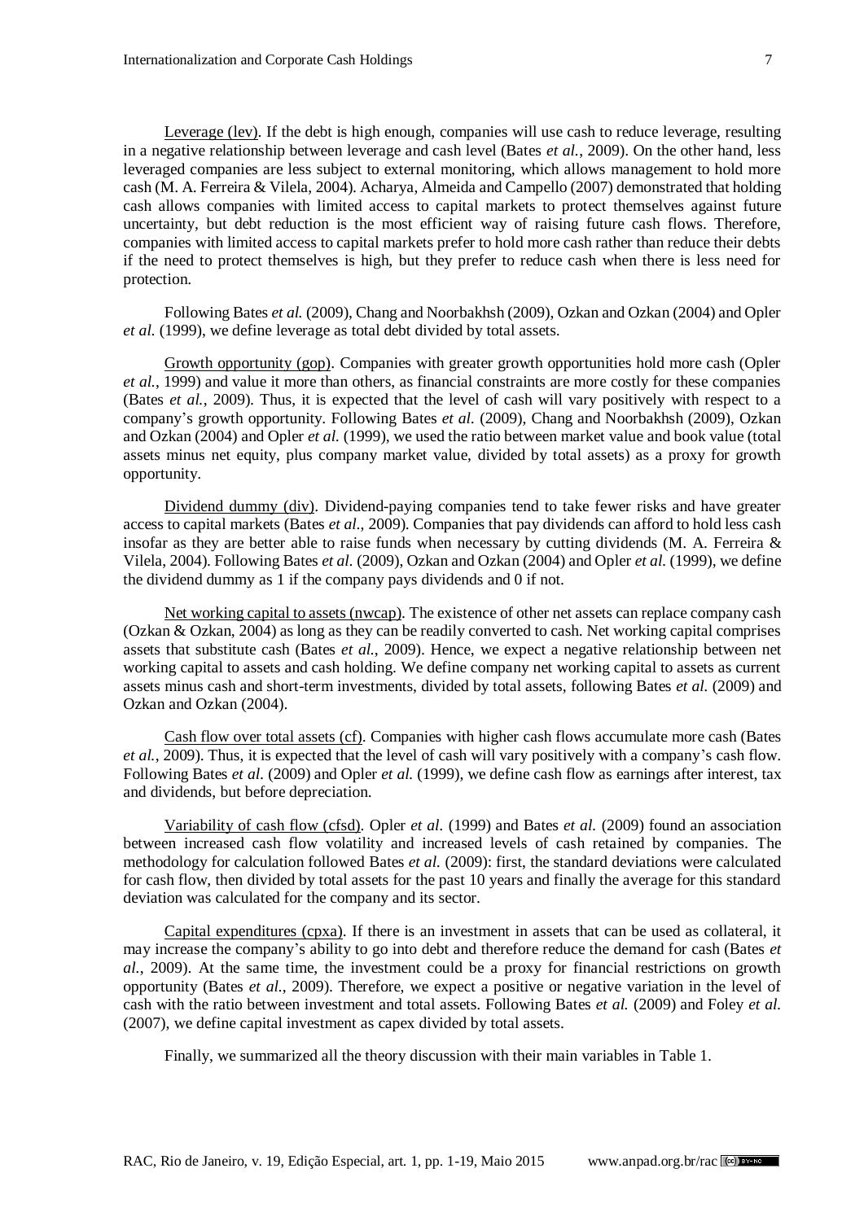Leverage (lev). If the debt is high enough, companies will use cash to reduce leverage, resulting in a negative relationship between leverage and cash level (Bates *et al.*, 2009). On the other hand, less leveraged companies are less subject to external monitoring, which allows management to hold more cash (M. A. Ferreira & Vilela, 2004). Acharya, Almeida and Campello (2007) demonstrated that holding cash allows companies with limited access to capital markets to protect themselves against future uncertainty, but debt reduction is the most efficient way of raising future cash flows. Therefore, companies with limited access to capital markets prefer to hold more cash rather than reduce their debts if the need to protect themselves is high, but they prefer to reduce cash when there is less need for protection.

Following Bates *et al.* (2009), Chang and Noorbakhsh (2009), Ozkan and Ozkan (2004) and Opler *et al.* (1999), we define leverage as total debt divided by total assets.

Growth opportunity (gop). Companies with greater growth opportunities hold more cash (Opler *et al.*, 1999) and value it more than others, as financial constraints are more costly for these companies (Bates *et al.*, 2009). Thus, it is expected that the level of cash will vary positively with respect to a company's growth opportunity. Following Bates *et al.* (2009), Chang and Noorbakhsh (2009), Ozkan and Ozkan (2004) and Opler *et al.* (1999), we used the ratio between market value and book value (total assets minus net equity, plus company market value, divided by total assets) as a proxy for growth opportunity.

Dividend dummy (div). Dividend-paying companies tend to take fewer risks and have greater access to capital markets (Bates *et al.*, 2009). Companies that pay dividends can afford to hold less cash insofar as they are better able to raise funds when necessary by cutting dividends (M. A. Ferreira & Vilela, 2004). Following Bates *et al.* (2009), Ozkan and Ozkan (2004) and Opler *et al.* (1999), we define the dividend dummy as 1 if the company pays dividends and 0 if not.

Net working capital to assets (nwcap). The existence of other net assets can replace company cash (Ozkan & Ozkan, 2004) as long as they can be readily converted to cash. Net working capital comprises assets that substitute cash (Bates *et al.*, 2009). Hence, we expect a negative relationship between net working capital to assets and cash holding. We define company net working capital to assets as current assets minus cash and short-term investments, divided by total assets, following Bates *et al.* (2009) and Ozkan and Ozkan (2004).

Cash flow over total assets (cf). Companies with higher cash flows accumulate more cash (Bates *et al.*, 2009). Thus, it is expected that the level of cash will vary positively with a company's cash flow. Following Bates *et al.* (2009) and Opler *et al.* (1999), we define cash flow as earnings after interest, tax and dividends, but before depreciation.

Variability of cash flow (cfsd). Opler *et al.* (1999) and Bates *et al.* (2009) found an association between increased cash flow volatility and increased levels of cash retained by companies. The methodology for calculation followed Bates *et al.* (2009): first, the standard deviations were calculated for cash flow, then divided by total assets for the past 10 years and finally the average for this standard deviation was calculated for the company and its sector.

Capital expenditures (cpxa). If there is an investment in assets that can be used as collateral, it may increase the company's ability to go into debt and therefore reduce the demand for cash (Bates *et al.*, 2009). At the same time, the investment could be a proxy for financial restrictions on growth opportunity (Bates *et al.*, 2009). Therefore, we expect a positive or negative variation in the level of cash with the ratio between investment and total assets. Following Bates *et al.* (2009) and Foley *et al.* (2007), we define capital investment as capex divided by total assets.

Finally, we summarized all the theory discussion with their main variables in Table 1.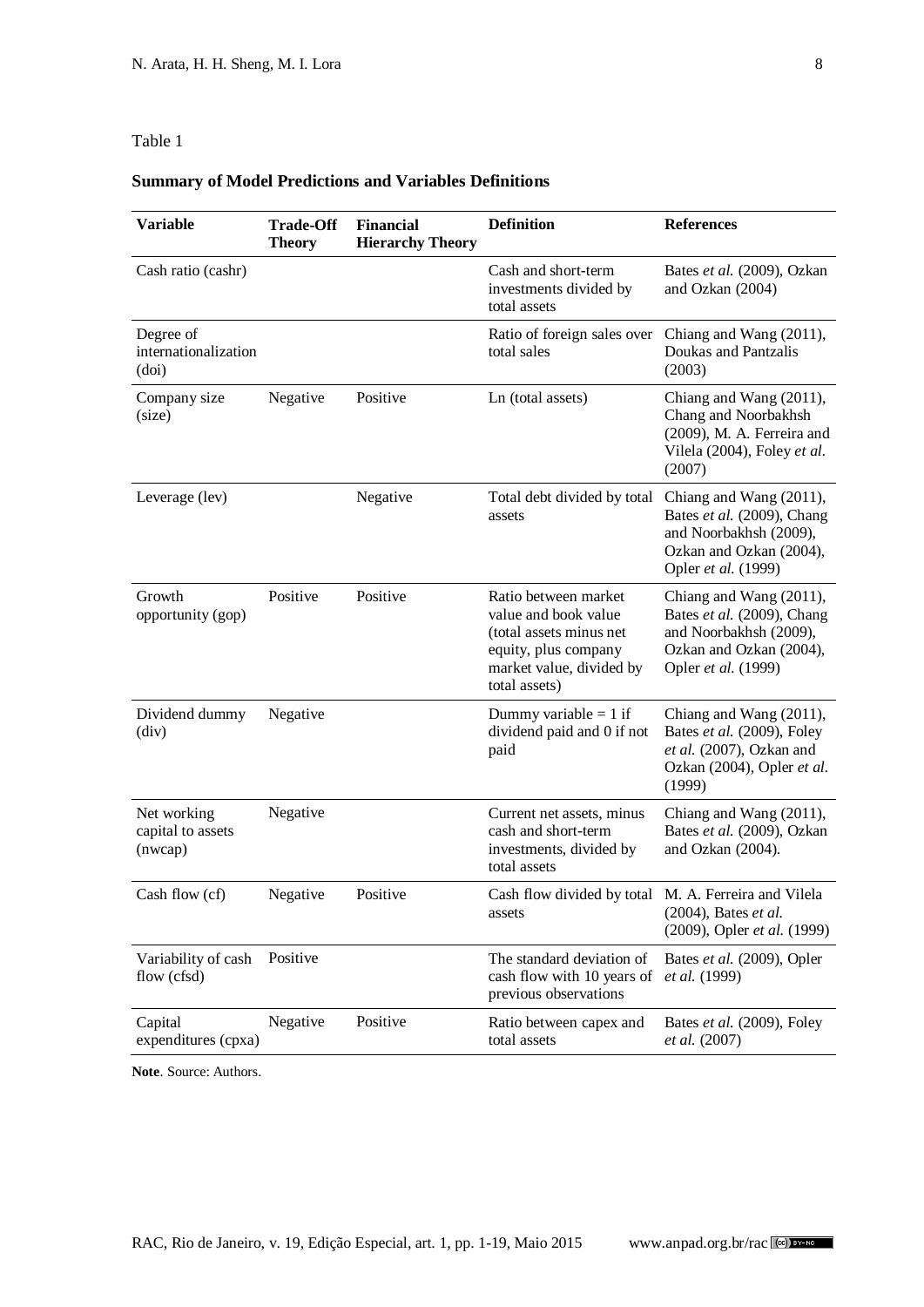Table 1

**Summary of Model Predictions and Variables Definitions**

| Variable | Trade-Off Theory | Financial Hierarchy Theory | Definition | References |
|---|---|---|---|---|
| Cash ratio (cashr) | | | Cash and short-term investments divided by total assets | Bates *et al.* (2009), Ozkan and Ozkan (2004) |
| Degree of internationalization (doi) | | | Ratio of foreign sales over total sales | Chiang and Wang (2011), Doukas and Pantzalis (2003) |
| Company size (size) | Negative | Positive | Ln (total assets) | Chiang and Wang (2011), Chang and Noorbakhsh (2009), M. A. Ferreira and Vilela (2004), Foley *et al.* (2007) |
| Leverage (lev) | | Negative | Total debt divided by total assets | Chiang and Wang (2011), Bates *et al.* (2009), Chang and Noorbakhsh (2009), Ozkan and Ozkan (2004), Opler *et al.* (1999) |
| Growth opportunity (gop) | Positive | Positive | Ratio between market value and book value (total assets minus net equity, plus company market value, divided by total assets) | Chiang and Wang (2011), Bates *et al.* (2009), Chang and Noorbakhsh (2009), Ozkan and Ozkan (2004), Opler *et al.* (1999) |
| Dividend dummy (div) | Negative | | Dummy variable = 1 if dividend paid and 0 if not paid | Chiang and Wang (2011), Bates *et al.* (2009), Foley *et al.* (2007), Ozkan and Ozkan (2004), Opler *et al.* (1999) |
| Net working capital to assets (nwcap) | Negative | | Current net assets, minus cash and short-term investments, divided by total assets | Chiang and Wang (2011), Bates *et al.* (2009), Ozkan and Ozkan (2004). |
| Cash flow (cf) | Negative | Positive | Cash flow divided by total assets | M. A. Ferreira and Vilela (2004), Bates *et al.* (2009), Opler *et al.* (1999) |
| Variability of cash flow (cfsd) | Positive | | The standard deviation of cash flow with 10 years of previous observations | Bates *et al.* (2009), Opler *et al.* (1999) |
| Capital expenditures (cpxa) | Negative | Positive | Ratio between capex and total assets | Bates *et al.* (2009), Foley *et al.* (2007) |

**Note**. Source: Authors.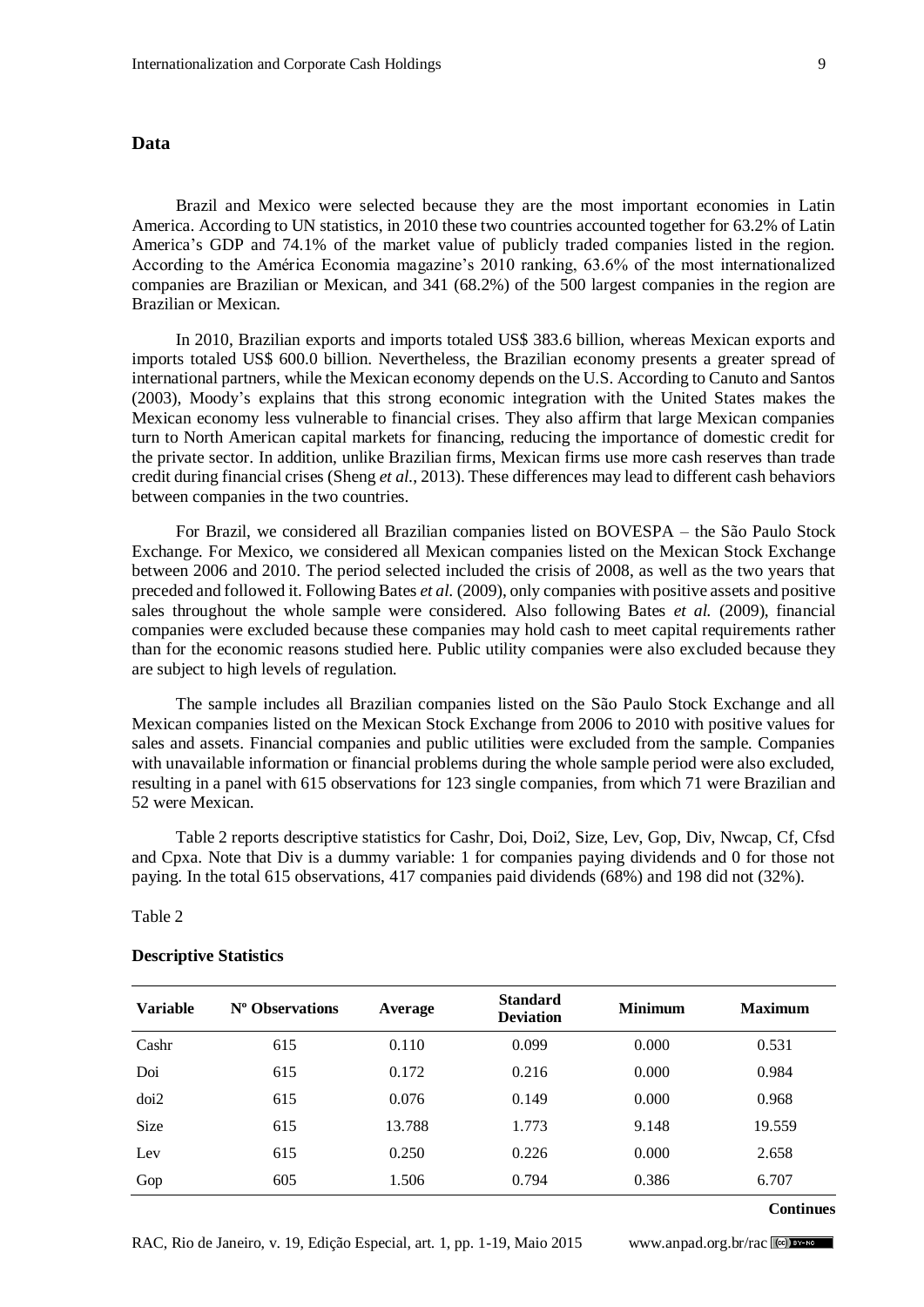## Data

Brazil and Mexico were selected because they are the most important economies in Latin America. According to UN statistics, in 2010 these two countries accounted together for 63.2% of Latin America's GDP and 74.1% of the market value of publicly traded companies listed in the region. According to the América Economia magazine's 2010 ranking, 63.6% of the most internationalized companies are Brazilian or Mexican, and 341 (68.2%) of the 500 largest companies in the region are Brazilian or Mexican.

In 2010, Brazilian exports and imports totaled US$ 383.6 billion, whereas Mexican exports and imports totaled US$ 600.0 billion. Nevertheless, the Brazilian economy presents a greater spread of international partners, while the Mexican economy depends on the U.S. According to Canuto and Santos (2003), Moody's explains that this strong economic integration with the United States makes the Mexican economy less vulnerable to financial crises. They also affirm that large Mexican companies turn to North American capital markets for financing, reducing the importance of domestic credit for the private sector. In addition, unlike Brazilian firms, Mexican firms use more cash reserves than trade credit during financial crises (Sheng *et al.*, 2013). These differences may lead to different cash behaviors between companies in the two countries.

For Brazil, we considered all Brazilian companies listed on BOVESPA – the São Paulo Stock Exchange. For Mexico, we considered all Mexican companies listed on the Mexican Stock Exchange between 2006 and 2010. The period selected included the crisis of 2008, as well as the two years that preceded and followed it. Following Bates *et al.* (2009), only companies with positive assets and positive sales throughout the whole sample were considered. Also following Bates *et al.* (2009), financial companies were excluded because these companies may hold cash to meet capital requirements rather than for the economic reasons studied here. Public utility companies were also excluded because they are subject to high levels of regulation.

The sample includes all Brazilian companies listed on the São Paulo Stock Exchange and all Mexican companies listed on the Mexican Stock Exchange from 2006 to 2010 with positive values for sales and assets. Financial companies and public utilities were excluded from the sample. Companies with unavailable information or financial problems during the whole sample period were also excluded, resulting in a panel with 615 observations for 123 single companies, from which 71 were Brazilian and 52 were Mexican.

Table 2 reports descriptive statistics for Cashr, Doi, Doi2, Size, Lev, Gop, Div, Nwcap, Cf, Cfsd and Cpxa. Note that Div is a dummy variable: 1 for companies paying dividends and 0 for those not paying. In the total 615 observations, 417 companies paid dividends (68%) and 198 did not (32%).

Table 2

**Descriptive Statistics**

| Variable | Nº Observations | Average | Standard Deviation | Minimum | Maximum |
|---|---|---|---|---|---|
| Cashr | 615 | 0.110 | 0.099 | 0.000 | 0.531 |
| Doi | 615 | 0.172 | 0.216 | 0.000 | 0.984 |
| doi2 | 615 | 0.076 | 0.149 | 0.000 | 0.968 |
| Size | 615 | 13.788 | 1.773 | 9.148 | 19.559 |
| Lev | 615 | 0.250 | 0.226 | 0.000 | 2.658 |
| Gop | 605 | 1.506 | 0.794 | 0.386 | 6.707 |

**Continues**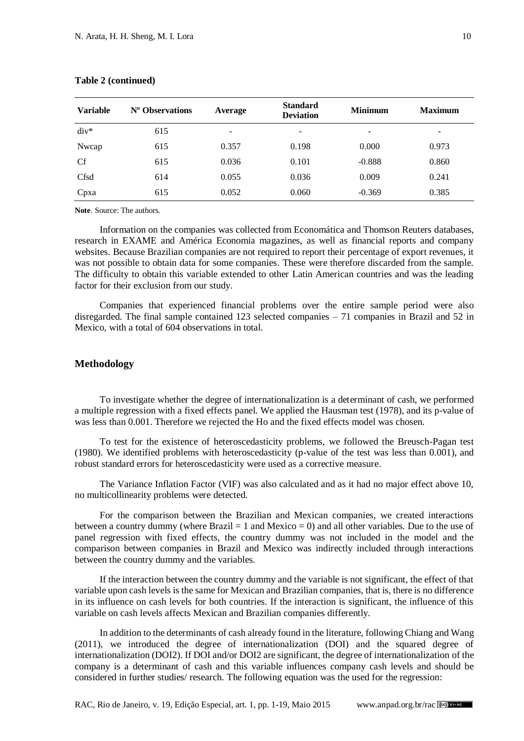**Table 2 (continued)**

| Variable | Nº Observations | Average | Standard Deviation | Minimum | Maximum |
|---|---|---|---|---|---|
| div* | 615 | - | - | - | - |
| Nwcap | 615 | 0.357 | 0.198 | 0.000 | 0.973 |
| Cf | 615 | 0.036 | 0.101 | -0.888 | 0.860 |
| Cfsd | 614 | 0.055 | 0.036 | 0.009 | 0.241 |
| Cpxa | 615 | 0.052 | 0.060 | -0.369 | 0.385 |

**Note**. Source: The authors.

Information on the companies was collected from Economática and Thomson Reuters databases, research in EXAME and América Economia magazines, as well as financial reports and company websites. Because Brazilian companies are not required to report their percentage of export revenues, it was not possible to obtain data for some companies. These were therefore discarded from the sample. The difficulty to obtain this variable extended to other Latin American countries and was the leading factor for their exclusion from our study.

Companies that experienced financial problems over the entire sample period were also disregarded. The final sample contained 123 selected companies – 71 companies in Brazil and 52 in Mexico, with a total of 604 observations in total.

## Methodology

To investigate whether the degree of internationalization is a determinant of cash, we performed a multiple regression with a fixed effects panel. We applied the Hausman test (1978), and its p-value of was less than 0.001. Therefore we rejected the Ho and the fixed effects model was chosen.

To test for the existence of heteroscedasticity problems, we followed the Breusch-Pagan test (1980). We identified problems with heteroscedasticity (p-value of the test was less than 0.001), and robust standard errors for heteroscedasticity were used as a corrective measure.

The Variance Inflation Factor (VIF) was also calculated and as it had no major effect above 10, no multicollinearity problems were detected.

For the comparison between the Brazilian and Mexican companies, we created interactions between a country dummy (where Brazil = 1 and Mexico = 0) and all other variables. Due to the use of panel regression with fixed effects, the country dummy was not included in the model and the comparison between companies in Brazil and Mexico was indirectly included through interactions between the country dummy and the variables.

If the interaction between the country dummy and the variable is not significant, the effect of that variable upon cash levels is the same for Mexican and Brazilian companies, that is, there is no difference in its influence on cash levels for both countries. If the interaction is significant, the influence of this variable on cash levels affects Mexican and Brazilian companies differently.

In addition to the determinants of cash already found in the literature, following Chiang and Wang (2011), we introduced the degree of internationalization (DOI) and the squared degree of internationalization (DOI2). If DOI and/or DOI2 are significant, the degree of internationalization of the company is a determinant of cash and this variable influences company cash levels and should be considered in further studies/ research. The following equation was the used for the regression: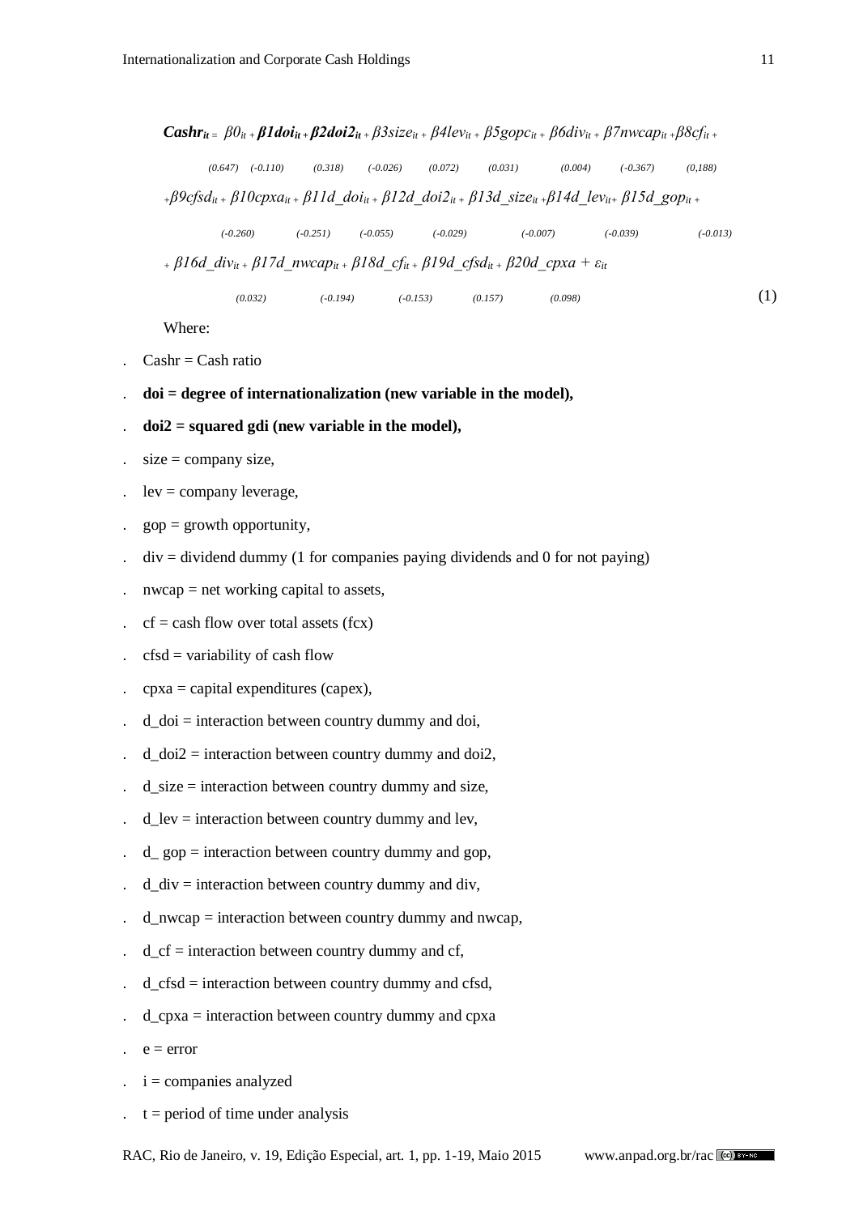$$
\begin{aligned}
\boldsymbol{Cashr_{it}} = {} & \underset{(0.647)}{\beta 0_{it}} + \underset{(-0.110)}{\boldsymbol{\beta 1 doi_{it}}} + \underset{(0.318)}{\boldsymbol{\beta 2 doi2_{it}}} + \underset{(-0.026)}{\beta 3 size_{it}} + \underset{(0.072)}{\beta 4 lev_{it}} + \underset{(0.031)}{\beta 5 gopc_{it}} + \underset{(0.004)}{\beta 6 div_{it}} + \underset{(-0.367)}{\beta 7 nwcap_{it}} + \underset{(0,188)}{\beta 8 cf_{it}} + \\
& + \underset{(-0.260)}{\beta 9 cfsd_{it}} + \underset{(-0.251)}{\beta 10 cpxa_{it}} + \underset{(-0.055)}{\beta 11 d\_doi_{it}} + \underset{(-0.029)}{\beta 12 d\_doi2_{it}} + \underset{(-0.007)}{\beta 13 d\_size_{it}} + \underset{(-0.039)}{\beta 14 d\_lev_{it}} + \underset{(-0.013)}{\beta 15 d\_gop_{it}} + \\
& + \underset{(0.032)}{\beta 16 d\_div_{it}} + \underset{(-0.194)}{\beta 17 d\_nwcap_{it}} + \underset{(-0.153)}{\beta 18 d\_cf_{it}} + \underset{(0.157)}{\beta 19 d\_cfsd_{it}} + \underset{(0.098)}{\beta 20 d\_cpxa} + \varepsilon_{it}
\end{aligned}
\qquad (1)
$$

Where:

- Cashr = Cash ratio
- **doi = degree of internationalization (new variable in the model),**
- **doi2 = squared gdi (new variable in the model),**
- size = company size,
- lev = company leverage,
- gop = growth opportunity,
- div = dividend dummy (1 for companies paying dividends and 0 for not paying)
- nwcap = net working capital to assets,
- cf = cash flow over total assets (fcx)
- cfsd = variability of cash flow
- cpxa = capital expenditures (capex),
- d_doi = interaction between country dummy and doi,
- d_doi2 = interaction between country dummy and doi2,
- d_size = interaction between country dummy and size,
- d_lev = interaction between country dummy and lev,
- d_ gop = interaction between country dummy and gop,
- d_div = interaction between country dummy and div,
- d_nwcap = interaction between country dummy and nwcap,
- d_cf = interaction between country dummy and cf,
- d_cfsd = interaction between country dummy and cfsd,
- d_cpxa = interaction between country dummy and cpxa
- e = error
- i = companies analyzed
- t = period of time under analysis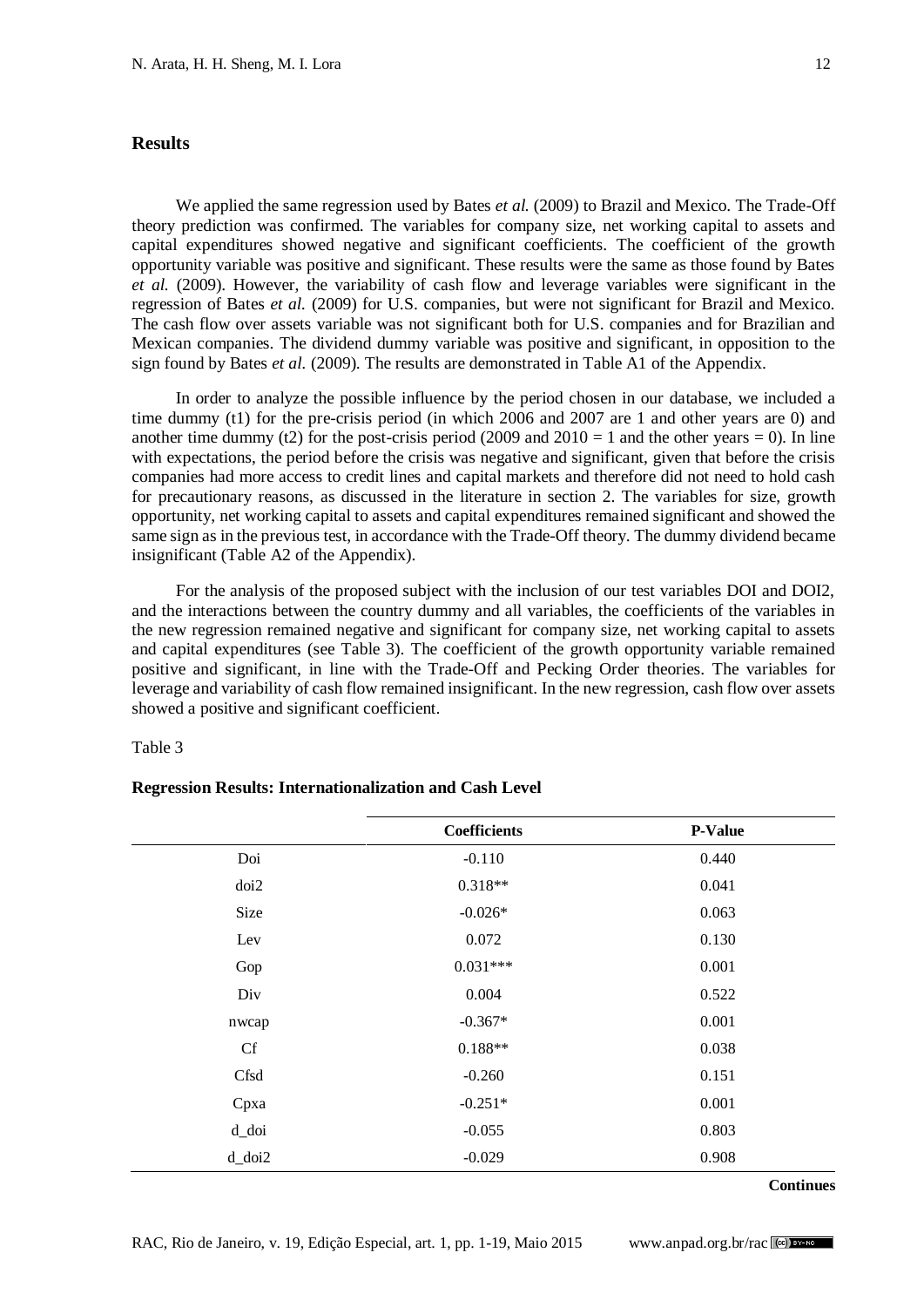## Results

We applied the same regression used by Bates *et al.* (2009) to Brazil and Mexico. The Trade-Off theory prediction was confirmed. The variables for company size, net working capital to assets and capital expenditures showed negative and significant coefficients. The coefficient of the growth opportunity variable was positive and significant. These results were the same as those found by Bates *et al.* (2009). However, the variability of cash flow and leverage variables were significant in the regression of Bates *et al.* (2009) for U.S. companies, but were not significant for Brazil and Mexico. The cash flow over assets variable was not significant both for U.S. companies and for Brazilian and Mexican companies. The dividend dummy variable was positive and significant, in opposition to the sign found by Bates *et al.* (2009). The results are demonstrated in Table A1 of the Appendix.

In order to analyze the possible influence by the period chosen in our database, we included a time dummy (t1) for the pre-crisis period (in which 2006 and 2007 are 1 and other years are 0) and another time dummy (t2) for the post-crisis period (2009 and 2010 = 1 and the other years = 0). In line with expectations, the period before the crisis was negative and significant, given that before the crisis companies had more access to credit lines and capital markets and therefore did not need to hold cash for precautionary reasons, as discussed in the literature in section 2. The variables for size, growth opportunity, net working capital to assets and capital expenditures remained significant and showed the same sign as in the previous test, in accordance with the Trade-Off theory. The dummy dividend became insignificant (Table A2 of the Appendix).

For the analysis of the proposed subject with the inclusion of our test variables DOI and DOI2, and the interactions between the country dummy and all variables, the coefficients of the variables in the new regression remained negative and significant for company size, net working capital to assets and capital expenditures (see Table 3). The coefficient of the growth opportunity variable remained positive and significant, in line with the Trade-Off and Pecking Order theories. The variables for leverage and variability of cash flow remained insignificant. In the new regression, cash flow over assets showed a positive and significant coefficient.

Table 3

**Regression Results: Internationalization and Cash Level**

| | Coefficients | P-Value |
|---|---|---|
| Doi | -0.110 | 0.440 |
| doi2 | 0.318** | 0.041 |
| Size | -0.026* | 0.063 |
| Lev | 0.072 | 0.130 |
| Gop | 0.031*** | 0.001 |
| Div | 0.004 | 0.522 |
| nwcap | -0.367* | 0.001 |
| Cf | 0.188** | 0.038 |
| Cfsd | -0.260 | 0.151 |
| Cpxa | -0.251* | 0.001 |
| d_doi | -0.055 | 0.803 |
| d_doi2 | -0.029 | 0.908 |

**Continues**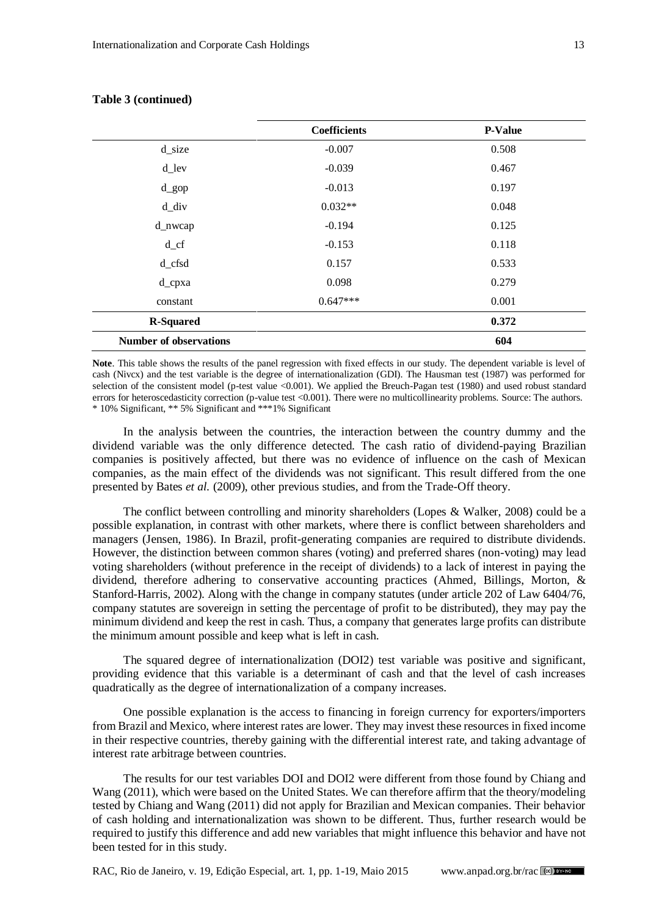**Table 3 (continued)**

| | Coefficients | P-Value |
|---|---|---|
| d_size | -0.007 | 0.508 |
| d_lev | -0.039 | 0.467 |
| d_gop | -0.013 | 0.197 |
| d_div | 0.032** | 0.048 |
| d_nwcap | -0.194 | 0.125 |
| d_cf | -0.153 | 0.118 |
| d_cfsd | 0.157 | 0.533 |
| d_cpxa | 0.098 | 0.279 |
| constant | 0.647*** | 0.001 |
| **R-Squared** | | **0.372** |
| **Number of observations** | | **604** |

**Note**. This table shows the results of the panel regression with fixed effects in our study. The dependent variable is level of cash (Nivcx) and the test variable is the degree of internationalization (GDI). The Hausman test (1987) was performed for selection of the consistent model (p-test value <0.001). We applied the Breuch-Pagan test (1980) and used robust standard errors for heteroscedasticity correction (p-value test <0.001). There were no multicollinearity problems. Source: The authors.
* 10% Significant, ** 5% Significant and ***1% Significant

In the analysis between the countries, the interaction between the country dummy and the dividend variable was the only difference detected. The cash ratio of dividend-paying Brazilian companies is positively affected, but there was no evidence of influence on the cash of Mexican companies, as the main effect of the dividends was not significant. This result differed from the one presented by Bates *et al.* (2009), other previous studies, and from the Trade-Off theory.

The conflict between controlling and minority shareholders (Lopes & Walker, 2008) could be a possible explanation, in contrast with other markets, where there is conflict between shareholders and managers (Jensen, 1986). In Brazil, profit-generating companies are required to distribute dividends. However, the distinction between common shares (voting) and preferred shares (non-voting) may lead voting shareholders (without preference in the receipt of dividends) to a lack of interest in paying the dividend, therefore adhering to conservative accounting practices (Ahmed, Billings, Morton, & Stanford-Harris, 2002). Along with the change in company statutes (under article 202 of Law 6404/76, company statutes are sovereign in setting the percentage of profit to be distributed), they may pay the minimum dividend and keep the rest in cash. Thus, a company that generates large profits can distribute the minimum amount possible and keep what is left in cash.

The squared degree of internationalization (DOI2) test variable was positive and significant, providing evidence that this variable is a determinant of cash and that the level of cash increases quadratically as the degree of internationalization of a company increases.

One possible explanation is the access to financing in foreign currency for exporters/importers from Brazil and Mexico, where interest rates are lower. They may invest these resources in fixed income in their respective countries, thereby gaining with the differential interest rate, and taking advantage of interest rate arbitrage between countries.

The results for our test variables DOI and DOI2 were different from those found by Chiang and Wang (2011), which were based on the United States. We can therefore affirm that the theory/modeling tested by Chiang and Wang (2011) did not apply for Brazilian and Mexican companies. Their behavior of cash holding and internationalization was shown to be different. Thus, further research would be required to justify this difference and add new variables that might influence this behavior and have not been tested for in this study.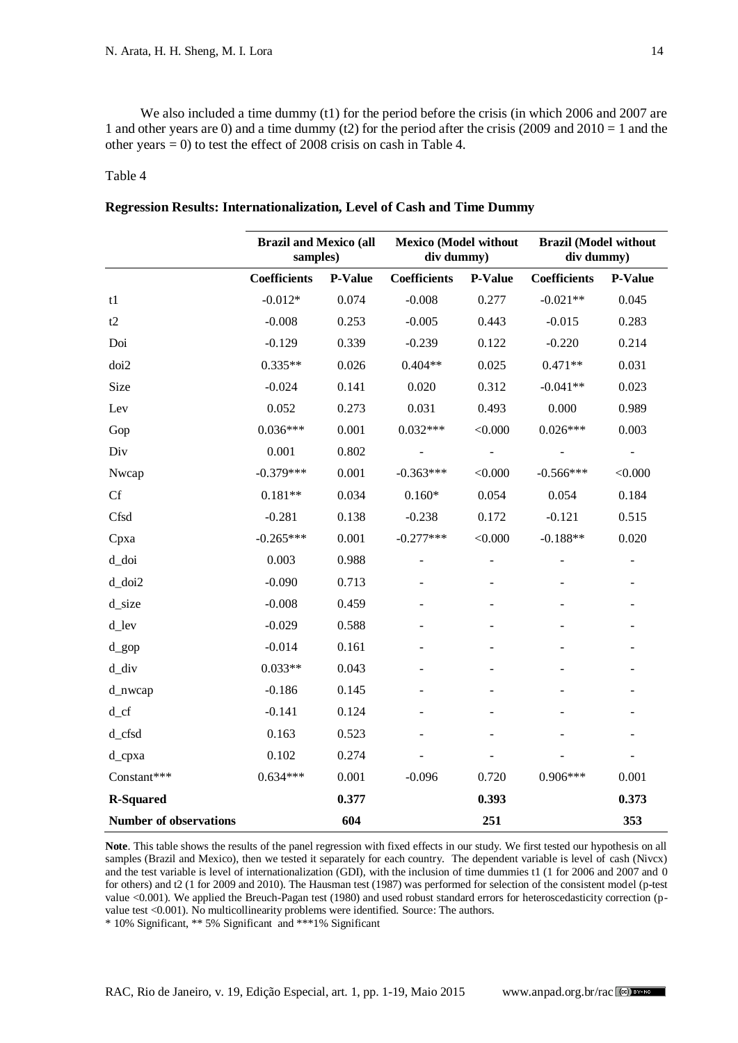We also included a time dummy (t1) for the period before the crisis (in which 2006 and 2007 are 1 and other years are 0) and a time dummy (t2) for the period after the crisis (2009 and 2010 = 1 and the other years = 0) to test the effect of 2008 crisis on cash in Table 4.

Table 4

**Regression Results: Internationalization, Level of Cash and Time Dummy**

| | Brazil and Mexico (all samples) | | Mexico (Model without div dummy) | | Brazil (Model without div dummy) | |
|---|---|---|---|---|---|---|
| | **Coefficients** | **P-Value** | **Coefficients** | **P-Value** | **Coefficients** | **P-Value** |
| t1 | -0.012* | 0.074 | -0.008 | 0.277 | -0.021** | 0.045 |
| t2 | -0.008 | 0.253 | -0.005 | 0.443 | -0.015 | 0.283 |
| Doi | -0.129 | 0.339 | -0.239 | 0.122 | -0.220 | 0.214 |
| doi2 | 0.335** | 0.026 | 0.404** | 0.025 | 0.471** | 0.031 |
| Size | -0.024 | 0.141 | 0.020 | 0.312 | -0.041** | 0.023 |
| Lev | 0.052 | 0.273 | 0.031 | 0.493 | 0.000 | 0.989 |
| Gop | 0.036*** | 0.001 | 0.032*** | <0.000 | 0.026*** | 0.003 |
| Div | 0.001 | 0.802 | - | - | - | - |
| Nwcap | -0.379*** | 0.001 | -0.363*** | <0.000 | -0.566*** | <0.000 |
| Cf | 0.181** | 0.034 | 0.160* | 0.054 | 0.054 | 0.184 |
| Cfsd | -0.281 | 0.138 | -0.238 | 0.172 | -0.121 | 0.515 |
| Cpxa | -0.265*** | 0.001 | -0.277*** | <0.000 | -0.188** | 0.020 |
| d_doi | 0.003 | 0.988 | - | - | - | - |
| d_doi2 | -0.090 | 0.713 | - | - | - | - |
| d_size | -0.008 | 0.459 | - | - | - | - |
| d_lev | -0.029 | 0.588 | - | - | - | - |
| d_gop | -0.014 | 0.161 | - | - | - | - |
| d_div | 0.033** | 0.043 | - | - | - | - |
| d_nwcap | -0.186 | 0.145 | - | - | - | - |
| d_cf | -0.141 | 0.124 | - | - | - | - |
| d_cfsd | 0.163 | 0.523 | - | - | - | - |
| d_cpxa | 0.102 | 0.274 | - | - | - | - |
| Constant*** | 0.634*** | 0.001 | -0.096 | 0.720 | 0.906*** | 0.001 |
| **R-Squared** | | **0.377** | | **0.393** | | **0.373** |
| **Number of observations** | | **604** | | **251** | | **353** |

**Note**. This table shows the results of the panel regression with fixed effects in our study. We first tested our hypothesis on all samples (Brazil and Mexico), then we tested it separately for each country. The dependent variable is level of cash (Nivcx) and the test variable is level of internationalization (GDI), with the inclusion of time dummies t1 (1 for 2006 and 2007 and 0 for others) and t2 (1 for 2009 and 2010). The Hausman test (1987) was performed for selection of the consistent model (p-test value <0.001). We applied the Breuch-Pagan test (1980) and used robust standard errors for heteroscedasticity correction (p-value test <0.001). No multicollinearity problems were identified. Source: The authors.

\* 10% Significant, ** 5% Significant and ***1% Significant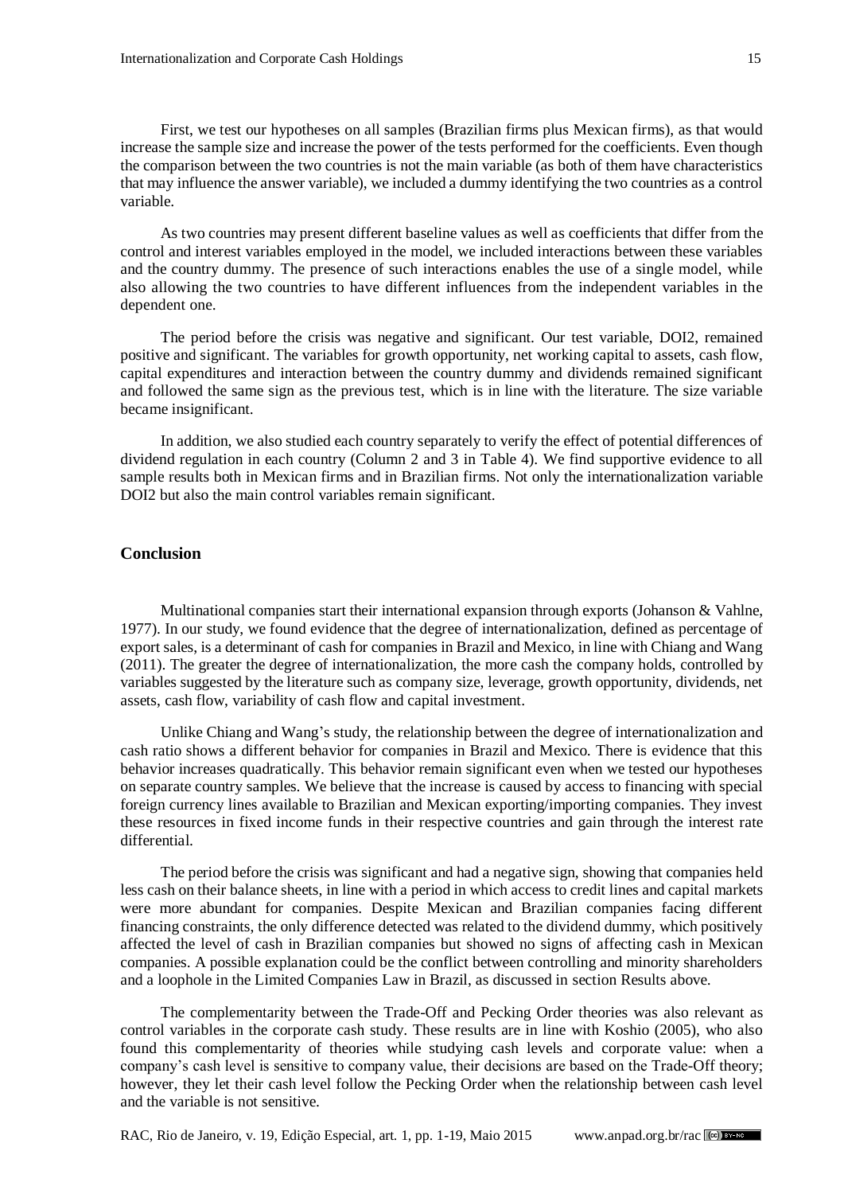First, we test our hypotheses on all samples (Brazilian firms plus Mexican firms), as that would increase the sample size and increase the power of the tests performed for the coefficients. Even though the comparison between the two countries is not the main variable (as both of them have characteristics that may influence the answer variable), we included a dummy identifying the two countries as a control variable.

As two countries may present different baseline values as well as coefficients that differ from the control and interest variables employed in the model, we included interactions between these variables and the country dummy. The presence of such interactions enables the use of a single model, while also allowing the two countries to have different influences from the independent variables in the dependent one.

The period before the crisis was negative and significant. Our test variable, DOI2, remained positive and significant. The variables for growth opportunity, net working capital to assets, cash flow, capital expenditures and interaction between the country dummy and dividends remained significant and followed the same sign as the previous test, which is in line with the literature. The size variable became insignificant.

In addition, we also studied each country separately to verify the effect of potential differences of dividend regulation in each country (Column 2 and 3 in Table 4). We find supportive evidence to all sample results both in Mexican firms and in Brazilian firms. Not only the internationalization variable DOI2 but also the main control variables remain significant.

## Conclusion

Multinational companies start their international expansion through exports (Johanson & Vahlne, 1977). In our study, we found evidence that the degree of internationalization, defined as percentage of export sales, is a determinant of cash for companies in Brazil and Mexico, in line with Chiang and Wang (2011). The greater the degree of internationalization, the more cash the company holds, controlled by variables suggested by the literature such as company size, leverage, growth opportunity, dividends, net assets, cash flow, variability of cash flow and capital investment.

Unlike Chiang and Wang's study, the relationship between the degree of internationalization and cash ratio shows a different behavior for companies in Brazil and Mexico. There is evidence that this behavior increases quadratically. This behavior remain significant even when we tested our hypotheses on separate country samples. We believe that the increase is caused by access to financing with special foreign currency lines available to Brazilian and Mexican exporting/importing companies. They invest these resources in fixed income funds in their respective countries and gain through the interest rate differential.

The period before the crisis was significant and had a negative sign, showing that companies held less cash on their balance sheets, in line with a period in which access to credit lines and capital markets were more abundant for companies. Despite Mexican and Brazilian companies facing different financing constraints, the only difference detected was related to the dividend dummy, which positively affected the level of cash in Brazilian companies but showed no signs of affecting cash in Mexican companies. A possible explanation could be the conflict between controlling and minority shareholders and a loophole in the Limited Companies Law in Brazil, as discussed in section Results above.

The complementarity between the Trade-Off and Pecking Order theories was also relevant as control variables in the corporate cash study. These results are in line with Koshio (2005), who also found this complementarity of theories while studying cash levels and corporate value: when a company's cash level is sensitive to company value, their decisions are based on the Trade-Off theory; however, they let their cash level follow the Pecking Order when the relationship between cash level and the variable is not sensitive.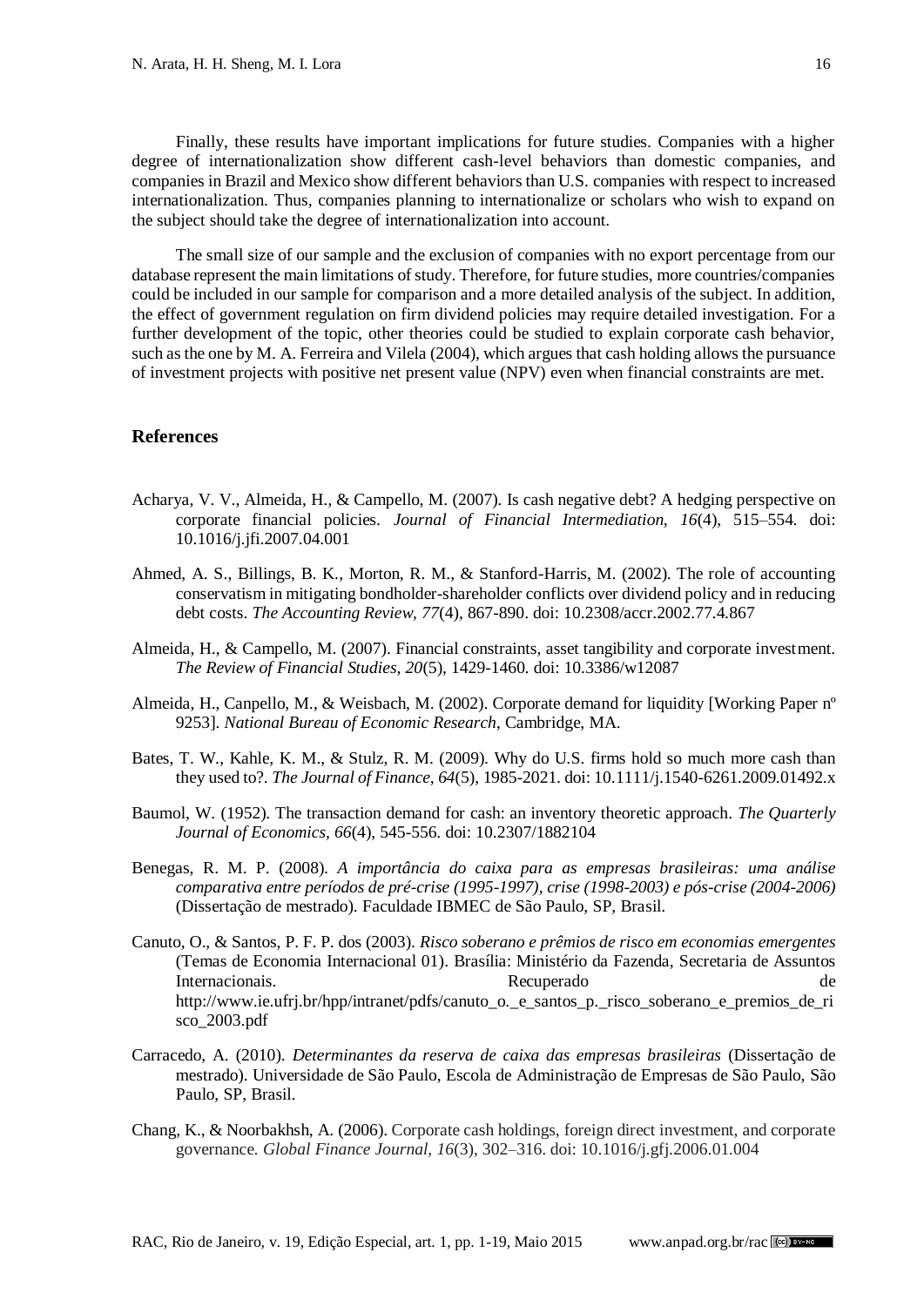Finally, these results have important implications for future studies. Companies with a higher degree of internationalization show different cash-level behaviors than domestic companies, and companies in Brazil and Mexico show different behaviors than U.S. companies with respect to increased internationalization. Thus, companies planning to internationalize or scholars who wish to expand on the subject should take the degree of internationalization into account.

The small size of our sample and the exclusion of companies with no export percentage from our database represent the main limitations of study. Therefore, for future studies, more countries/companies could be included in our sample for comparison and a more detailed analysis of the subject. In addition, the effect of government regulation on firm dividend policies may require detailed investigation. For a further development of the topic, other theories could be studied to explain corporate cash behavior, such as the one by M. A. Ferreira and Vilela (2004), which argues that cash holding allows the pursuance of investment projects with positive net present value (NPV) even when financial constraints are met.

## References

Acharya, V. V., Almeida, H., & Campello, M. (2007). Is cash negative debt? A hedging perspective on corporate financial policies. *Journal of Financial Intermediation*, *16*(4), 515–554. doi: 10.1016/j.jfi.2007.04.001

Ahmed, A. S., Billings, B. K., Morton, R. M., & Stanford-Harris, M. (2002). The role of accounting conservatism in mitigating bondholder-shareholder conflicts over dividend policy and in reducing debt costs. *The Accounting Review*, *77*(4), 867-890. doi: 10.2308/accr.2002.77.4.867

Almeida, H., & Campello, M. (2007). Financial constraints, asset tangibility and corporate investment. *The Review of Financial Studies, 20*(5), 1429-1460. doi: 10.3386/w12087

Almeida, H., Canpello, M., & Weisbach, M. (2002). Corporate demand for liquidity [Working Paper nº 9253]. *National Bureau of Economic Research*, Cambridge, MA.

Bates, T. W., Kahle, K. M., & Stulz, R. M. (2009). Why do U.S. firms hold so much more cash than they used to?. *The Journal of Finance, 64*(5), 1985-2021. doi: 10.1111/j.1540-6261.2009.01492.x

Baumol, W. (1952). The transaction demand for cash: an inventory theoretic approach. *The Quarterly Journal of Economics*, *66*(4), 545-556. doi: 10.2307/1882104

Benegas, R. M. P. (2008). *A importância do caixa para as empresas brasileiras: uma análise comparativa entre períodos de pré-crise (1995-1997), crise (1998-2003) e pós-crise (2004-2006)* (Dissertação de mestrado). Faculdade IBMEC de São Paulo, SP, Brasil.

Canuto, O., & Santos, P. F. P. dos (2003). *Risco soberano e prêmios de risco em economias emergentes* (Temas de Economia Internacional 01). Brasília: Ministério da Fazenda, Secretaria de Assuntos Internacionais. Recuperado de http://www.ie.ufrj.br/hpp/intranet/pdfs/canuto_o._e_santos_p._risco_soberano_e_premios_de_risco_2003.pdf

Carracedo, A. (2010). *Determinantes da reserva de caixa das empresas brasileiras* (Dissertação de mestrado). Universidade de São Paulo, Escola de Administração de Empresas de São Paulo, São Paulo, SP, Brasil.

Chang, K., & Noorbakhsh, A. (2006). Corporate cash holdings, foreign direct investment, and corporate governance. *Global Finance Journal, 16*(3), 302–316. doi: 10.1016/j.gfj.2006.01.004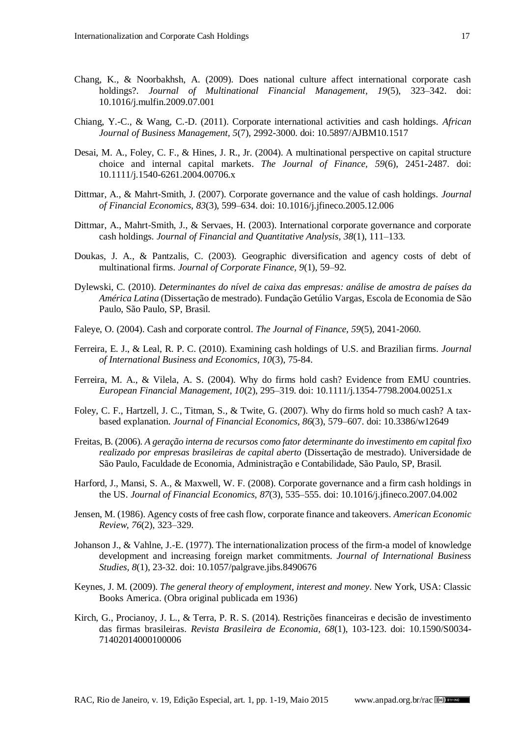Chang, K., & Noorbakhsh, A. (2009). Does national culture affect international corporate cash holdings?. *Journal of Multinational Financial Management, 19*(5), 323–342. doi: 10.1016/j.mulfin.2009.07.001

Chiang, Y.-C., & Wang, C.-D. (2011). Corporate international activities and cash holdings. *African Journal of Business Management, 5*(7), 2992-3000. doi: 10.5897/AJBM10.1517

Desai, M. A., Foley, C. F., & Hines, J. R., Jr. (2004). A multinational perspective on capital structure choice and internal capital markets. *The Journal of Finance, 59*(6), 2451-2487. doi: 10.1111/j.1540-6261.2004.00706.x

Dittmar, A., & Mahrt-Smith, J. (2007). Corporate governance and the value of cash holdings. *Journal of Financial Economics, 83*(3), 599–634. doi: 10.1016/j.jfineco.2005.12.006

Dittmar, A., Mahrt-Smith, J., & Servaes, H. (2003). International corporate governance and corporate cash holdings. *Journal of Financial and Quantitative Analysis, 38*(1), 111–133.

Doukas, J. A., & Pantzalis, C. (2003). Geographic diversification and agency costs of debt of multinational firms. *Journal of Corporate Finance, 9*(1), 59–92.

Dylewski, C. (2010). *Determinantes do nível de caixa das empresas: análise de amostra de países da América Latina* (Dissertação de mestrado). Fundação Getúlio Vargas, Escola de Economia de São Paulo, São Paulo, SP, Brasil.

Faleye, O. (2004). Cash and corporate control. *The Journal of Finance, 59*(5), 2041-2060.

Ferreira, E. J., & Leal, R. P. C. (2010). Examining cash holdings of U.S. and Brazilian firms. *Journal of International Business and Economics, 10*(3), 75-84.

Ferreira, M. A., & Vilela, A. S. (2004). Why do firms hold cash? Evidence from EMU countries. *European Financial Management, 10*(2), 295–319. doi: 10.1111/j.1354-7798.2004.00251.x

Foley, C. F., Hartzell, J. C., Titman, S., & Twite, G. (2007). Why do firms hold so much cash? A tax-based explanation. *Journal of Financial Economics, 86*(3), 579–607. doi: 10.3386/w12649

Freitas, B. (2006). *A geração interna de recursos como fator determinante do investimento em capital fixo realizado por empresas brasileiras de capital aberto* (Dissertação de mestrado). Universidade de São Paulo, Faculdade de Economia, Administração e Contabilidade, São Paulo, SP, Brasil.

Harford, J., Mansi, S. A., & Maxwell, W. F. (2008). Corporate governance and a firm cash holdings in the US. *Journal of Financial Economics, 87*(3), 535–555. doi: 10.1016/j.jfineco.2007.04.002

Jensen, M. (1986). Agency costs of free cash flow, corporate finance and takeovers. *American Economic Review, 76*(2), 323–329.

Johanson J., & Vahlne, J.-E. (1977). The internationalization process of the firm-a model of knowledge development and increasing foreign market commitments. *Journal of International Business Studies, 8*(1), 23-32. doi: 10.1057/palgrave.jibs.8490676

Keynes, J. M. (2009). *The general theory of employment, interest and money*. New York, USA: Classic Books America. (Obra original publicada em 1936)

Kirch, G., Procianoy, J. L., & Terra, P. R. S. (2014). Restrições financeiras e decisão de investimento das firmas brasileiras. *Revista Brasileira de Economia, 68*(1), 103-123. doi: 10.1590/S0034-71402014000100006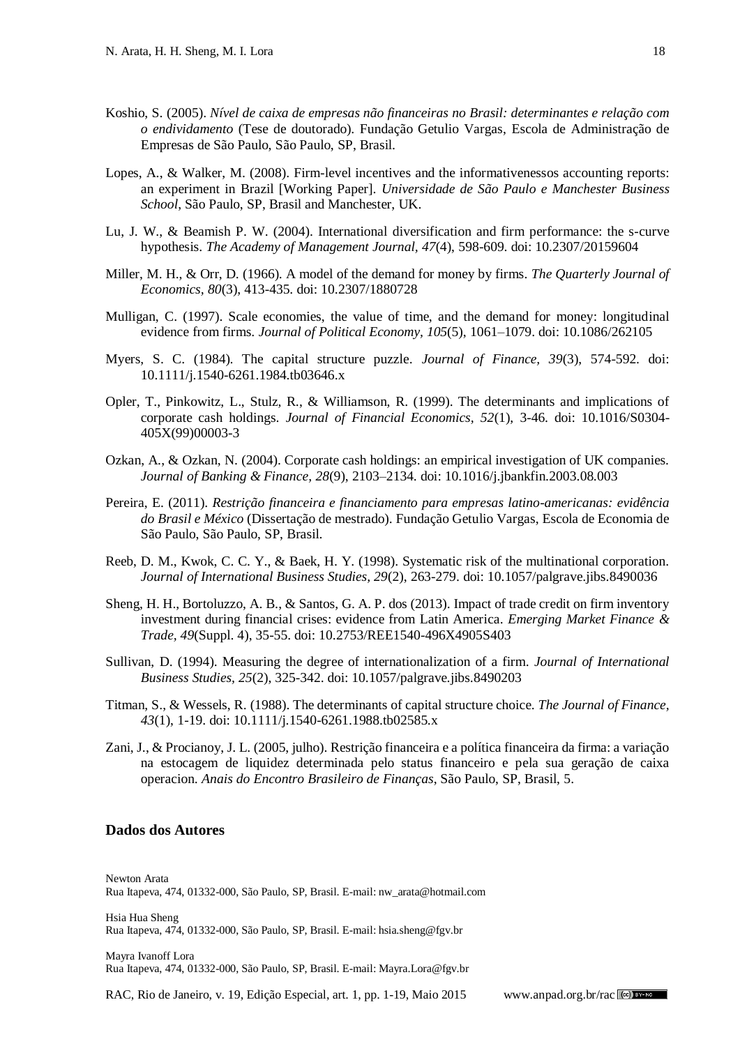Koshio, S. (2005). *Nível de caixa de empresas não financeiras no Brasil: determinantes e relação com o endividamento* (Tese de doutorado). Fundação Getulio Vargas, Escola de Administração de Empresas de São Paulo, São Paulo, SP, Brasil.

Lopes, A., & Walker, M. (2008). Firm-level incentives and the informativenessos accounting reports: an experiment in Brazil [Working Paper]. *Universidade de São Paulo e Manchester Business School*, São Paulo, SP, Brasil and Manchester, UK.

Lu, J. W., & Beamish P. W. (2004). International diversification and firm performance: the s-curve hypothesis. *The Academy of Management Journal*, *47*(4), 598-609. doi: 10.2307/20159604

Miller, M. H., & Orr, D. (1966). A model of the demand for money by firms. *The Quarterly Journal of Economics*, *80*(3), 413-435. doi: 10.2307/1880728

Mulligan, C. (1997). Scale economies, the value of time, and the demand for money: longitudinal evidence from firms. *Journal of Political Economy, 105*(5), 1061–1079. doi: 10.1086/262105

Myers, S. C. (1984). The capital structure puzzle. *Journal of Finance, 39*(3), 574-592. doi: 10.1111/j.1540-6261.1984.tb03646.x

Opler, T., Pinkowitz, L., Stulz, R., & Williamson, R. (1999). The determinants and implications of corporate cash holdings. *Journal of Financial Economics, 52*(1), 3-46. doi: 10.1016/S0304-405X(99)00003-3

Ozkan, A., & Ozkan, N. (2004). Corporate cash holdings: an empirical investigation of UK companies. *Journal of Banking & Finance, 28*(9), 2103–2134. doi: 10.1016/j.jbankfin.2003.08.003

Pereira, E. (2011). *Restrição financeira e financiamento para empresas latino-americanas: evidência do Brasil e México* (Dissertação de mestrado). Fundação Getulio Vargas, Escola de Economia de São Paulo, São Paulo, SP, Brasil.

Reeb, D. M., Kwok, C. C. Y., & Baek, H. Y. (1998). Systematic risk of the multinational corporation. *Journal of International Business Studies*, *29*(2), 263-279. doi: 10.1057/palgrave.jibs.8490036

Sheng, H. H., Bortoluzzo, A. B., & Santos, G. A. P. dos (2013). Impact of trade credit on firm inventory investment during financial crises: evidence from Latin America. *Emerging Market Finance & Trade*, *49*(Suppl. 4), 35-55. doi: 10.2753/REE1540-496X4905S403

Sullivan, D. (1994). Measuring the degree of internationalization of a firm. *Journal of International Business Studies*, *25*(2), 325-342. doi: 10.1057/palgrave.jibs.8490203

Titman, S., & Wessels, R. (1988). The determinants of capital structure choice. *The Journal of Finance, 43*(1), 1-19. doi: 10.1111/j.1540-6261.1988.tb02585.x

Zani, J., & Procianoy, J. L. (2005, julho). Restrição financeira e a política financeira da firma: a variação na estocagem de liquidez determinada pelo status financeiro e pela sua geração de caixa operacion. *Anais do Encontro Brasileiro de Finanças*, São Paulo, SP, Brasil, 5.

## Dados dos Autores

Newton Arata
Rua Itapeva, 474, 01332-000, São Paulo, SP, Brasil. E-mail: nw_arata@hotmail.com

Hsia Hua Sheng
Rua Itapeva, 474, 01332-000, São Paulo, SP, Brasil. E-mail: hsia.sheng@fgv.br

Mayra Ivanoff Lora
Rua Itapeva, 474, 01332-000, São Paulo, SP, Brasil. E-mail: Mayra.Lora@fgv.br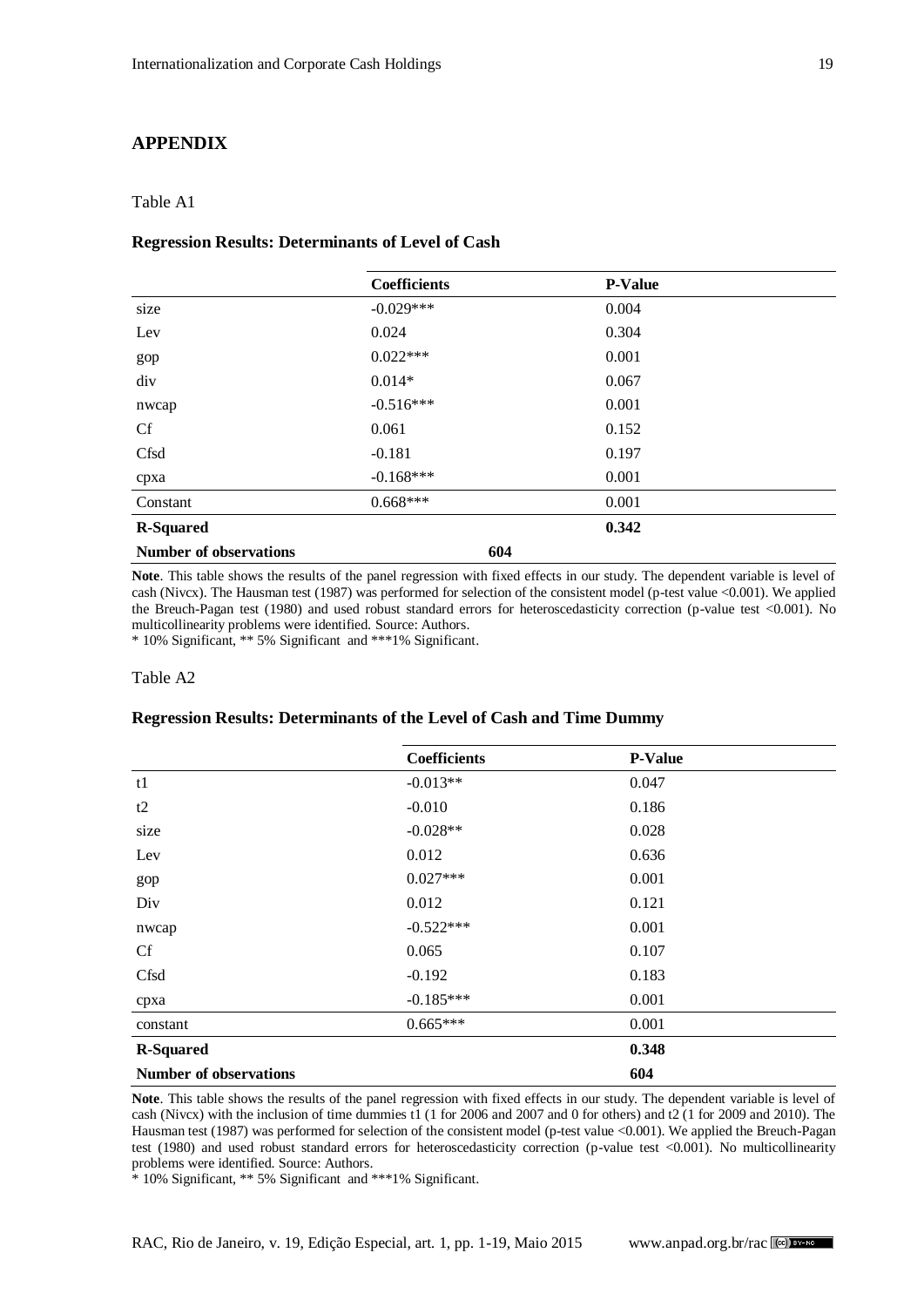## APPENDIX

Table A1

**Regression Results: Determinants of Level of Cash**

| | **Coefficients** | **P-Value** |
|---|---|---|
| size | -0.029*** | 0.004 |
| Lev | 0.024 | 0.304 |
| gop | 0.022*** | 0.001 |
| div | 0.014* | 0.067 |
| nwcap | -0.516*** | 0.001 |
| Cf | 0.061 | 0.152 |
| Cfsd | -0.181 | 0.197 |
| cpxa | -0.168*** | 0.001 |
| Constant | 0.668*** | 0.001 |
| **R-Squared** | | **0.342** |
| **Number of observations** | **604** | |

**Note**. This table shows the results of the panel regression with fixed effects in our study. The dependent variable is level of cash (Nivcx). The Hausman test (1987) was performed for selection of the consistent model (p-test value <0.001). We applied the Breuch-Pagan test (1980) and used robust standard errors for heteroscedasticity correction (p-value test <0.001). No multicollinearity problems were identified. Source: Authors.
* 10% Significant, ** 5% Significant and ***1% Significant.

Table A2

**Regression Results: Determinants of the Level of Cash and Time Dummy**

| | **Coefficients** | **P-Value** |
|---|---|---|
| t1 | -0.013** | 0.047 |
| t2 | -0.010 | 0.186 |
| size | -0.028** | 0.028 |
| Lev | 0.012 | 0.636 |
| gop | 0.027*** | 0.001 |
| Div | 0.012 | 0.121 |
| nwcap | -0.522*** | 0.001 |
| Cf | 0.065 | 0.107 |
| Cfsd | -0.192 | 0.183 |
| cpxa | -0.185*** | 0.001 |
| constant | 0.665*** | 0.001 |
| **R-Squared** | | **0.348** |
| **Number of observations** | | **604** |

**Note**. This table shows the results of the panel regression with fixed effects in our study. The dependent variable is level of cash (Nivcx) with the inclusion of time dummies t1 (1 for 2006 and 2007 and 0 for others) and t2 (1 for 2009 and 2010). The Hausman test (1987) was performed for selection of the consistent model (p-test value <0.001). We applied the Breuch-Pagan test (1980) and used robust standard errors for heteroscedasticity correction (p-value test <0.001). No multicollinearity problems were identified. Source: Authors.
* 10% Significant, ** 5% Significant and ***1% Significant.